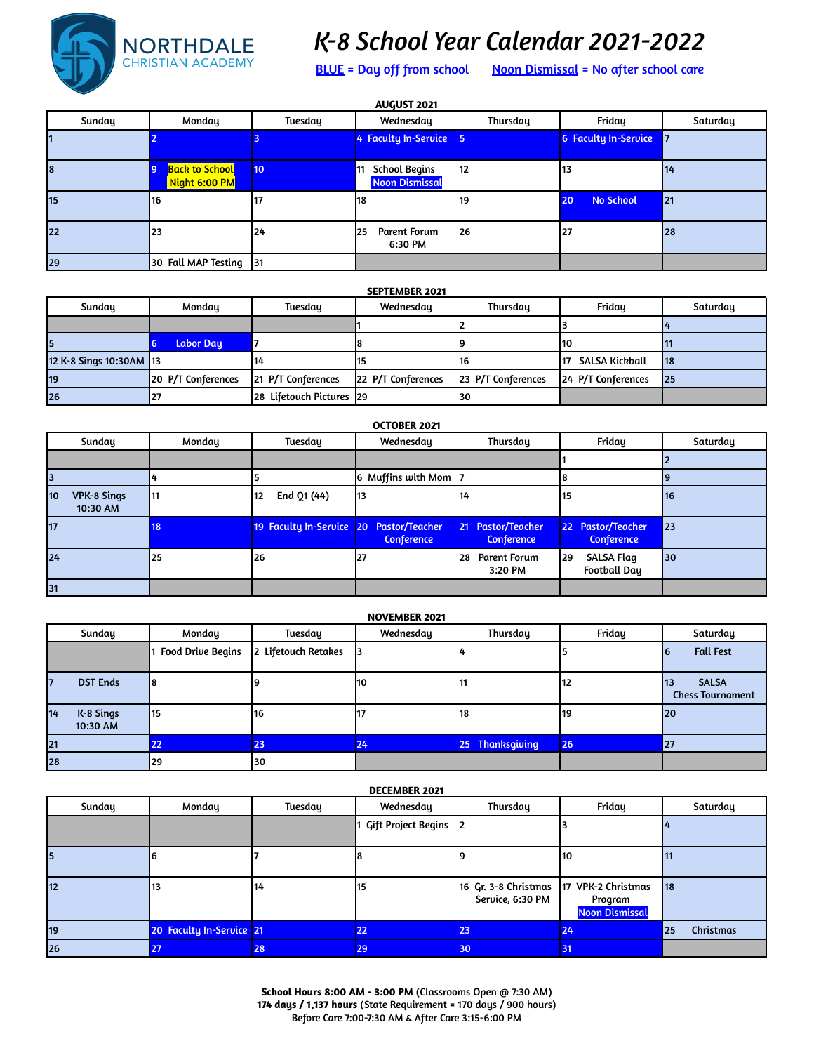NORTHDALE CHRISTIAN ACADEMY

# K-8 School Year Calendar 2021-2022

BLUE = Day off from school     Noon Dismissal = No after school care

### AUGUST 2021

| Sunday | Monday | Tuesday | Wednesday | Thursday | Friday | Saturday |
|---|---|---|---|---|---|---|
| 1 | 2 | 3 | 4 Faculty In-Service | 5 | 6 Faculty In-Service | 7 |
| 8 | 9 Back to School Night 6:00 PM | 10 | 11 School Begins Noon Dismissal | 12 | 13 | 14 |
| 15 | 16 | 17 | 18 | 19 | 20 No School | 21 |
| 22 | 23 | 24 | 25 Parent Forum 6:30 PM | 26 | 27 | 28 |
| 29 | 30 Fall MAP Testing | 31 | | | | |

### SEPTEMBER 2021

| Sunday | Monday | Tuesday | Wednesday | Thursday | Friday | Saturday |
|---|---|---|---|---|---|---|
| | | | 1 | 2 | 3 | 4 |
| 5 | 6 Labor Day | 7 | 8 | 9 | 10 | 11 |
| 12 K-8 Sings 10:30AM | 13 | 14 | 15 | 16 | 17 SALSA Kickball | 18 |
| 19 | 20 P/T Conferences | 21 P/T Conferences | 22 P/T Conferences | 23 P/T Conferences | 24 P/T Conferences | 25 |
| 26 | 27 | 28 Lifetouch Pictures | 29 | 30 | | |

### OCTOBER 2021

| Sunday | Monday | Tuesday | Wednesday | Thursday | Friday | Saturday |
|---|---|---|---|---|---|---|
| | | | | | 1 | 2 |
| 3 | 4 | 5 | 6 Muffins with Mom | 7 | 8 | 9 |
| 10 VPK-8 Sings 10:30 AM | 11 | 12 End Q1 (44) | 13 | 14 | 15 | 16 |
| 17 | 18 | 19 Faculty In-Service | 20 Pastor/Teacher Conference | 21 Pastor/Teacher Conference | 22 Pastor/Teacher Conference | 23 |
| 24 | 25 | 26 | 27 | 28 Parent Forum 3:20 PM | 29 SALSA Flag Football Day | 30 |
| 31 | | | | | | |

### NOVEMBER 2021

| Sunday | Monday | Tuesday | Wednesday | Thursday | Friday | Saturday |
|---|---|---|---|---|---|---|
| | 1 Food Drive Begins | 2 Lifetouch Retakes | 3 | 4 | 5 | 6 Fall Fest |
| 7 DST Ends | 8 | 9 | 10 | 11 | 12 | 13 SALSA Chess Tournament |
| 14 K-8 Sings 10:30 AM | 15 | 16 | 17 | 18 | 19 | 20 |
| 21 | 22 | 23 | 24 | 25 Thanksgiving | 26 | 27 |
| 28 | 29 | 30 | | | | |

### DECEMBER 2021

| Sunday | Monday | Tuesday | Wednesday | Thursday | Friday | Saturday |
|---|---|---|---|---|---|---|
| | | | 1 Gift Project Begins | 2 | 3 | 4 |
| 5 | 6 | 7 | 8 | 9 | 10 | 11 |
| 12 | 13 | 14 | 15 | 16 Gr. 3-8 Christmas Service, 6:30 PM | 17 VPK-2 Christmas Program Noon Dismissal | 18 |
| 19 | 20 Faculty In-Service | 21 | 22 | 23 | 24 | 25 Christmas |
| 26 | 27 | 28 | 29 | 30 | 31 | |

**School Hours 8:00 AM - 3:00 PM** (Classrooms Open @ 7:30 AM)
**174 days / 1,137 hours** (State Requirement = 170 days / 900 hours)
Before Care 7:00-7:30 AM & After Care 3:15-6:00 PM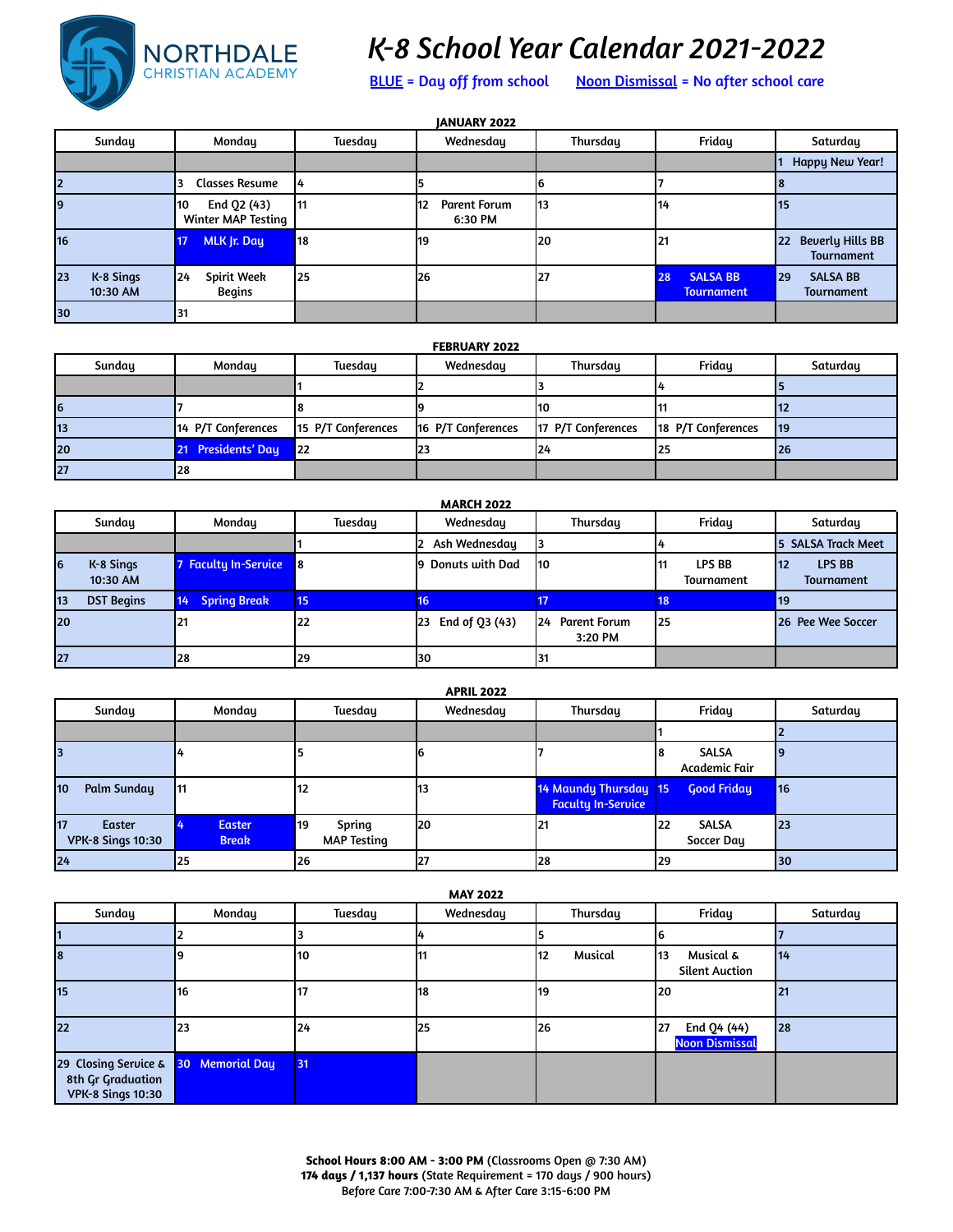NORTHDALE CHRISTIAN ACADEMY

# K-8 School Year Calendar 2021-2022

BLUE = Day off from school     Noon Dismissal = No after school care

**JANUARY 2022**

| Sunday | Monday | Tuesday | Wednesday | Thursday | Friday | Saturday |
|---|---|---|---|---|---|---|
| | | | | | | 1 Happy New Year! |
| 2 | 3 Classes Resume | 4 | 5 | 6 | 7 | 8 |
| 9 | 10 End Q2 (43) Winter MAP Testing | 11 | 12 Parent Forum 6:30 PM | 13 | 14 | 15 |
| 16 | 17 MLK Jr. Day | 18 | 19 | 20 | 21 | 22 Beverly Hills BB Tournament |
| 23 K-8 Sings 10:30 AM | 24 Spirit Week Begins | 25 | 26 | 27 | 28 SALSA BB Tournament | 29 SALSA BB Tournament |
| 30 | 31 | | | | | |

**FEBRUARY 2022**

| Sunday | Monday | Tuesday | Wednesday | Thursday | Friday | Saturday |
|---|---|---|---|---|---|---|
| | | 1 | 2 | 3 | 4 | 5 |
| 6 | 7 | 8 | 9 | 10 | 11 | 12 |
| 13 | 14 P/T Conferences | 15 P/T Conferences | 16 P/T Conferences | 17 P/T Conferences | 18 P/T Conferences | 19 |
| 20 | 21 Presidents' Day | 22 | 23 | 24 | 25 | 26 |
| 27 | 28 | | | | | |

**MARCH 2022**

| Sunday | Monday | Tuesday | Wednesday | Thursday | Friday | Saturday |
|---|---|---|---|---|---|---|
| | | 1 | 2 Ash Wednesday | 3 | 4 | 5 SALSA Track Meet |
| 6 K-8 Sings 10:30 AM | 7 Faculty In-Service | 8 | 9 Donuts with Dad | 10 | 11 LPS BB Tournament | 12 LPS BB Tournament |
| 13 DST Begins | 14 Spring Break | 15 | 16 | 17 | 18 | 19 |
| 20 | 21 | 22 | 23 End of Q3 (43) | 24 Parent Forum 3:20 PM | 25 | 26 Pee Wee Soccer |
| 27 | 28 | 29 | 30 | 31 | | |

**APRIL 2022**

| Sunday | Monday | Tuesday | Wednesday | Thursday | Friday | Saturday |
|---|---|---|---|---|---|---|
| | | | | | 1 | 2 |
| 3 | 4 | 5 | 6 | 7 | 8 SALSA Academic Fair | 9 |
| 10 Palm Sunday | 11 | 12 | 13 | 14 Maundy Thursday Faculty In-Service | 15 Good Friday | 16 |
| 17 Easter VPK-8 Sings 10:30 | 4 Easter Break | 19 Spring MAP Testing | 20 | 21 | 22 SALSA Soccer Day | 23 |
| 24 | 25 | 26 | 27 | 28 | 29 | 30 |

**MAY 2022**

| Sunday | Monday | Tuesday | Wednesday | Thursday | Friday | Saturday |
|---|---|---|---|---|---|---|
| 1 | 2 | 3 | 4 | 5 | 6 | 7 |
| 8 | 9 | 10 | 11 | 12 Musical | 13 Musical & Silent Auction | 14 |
| 15 | 16 | 17 | 18 | 19 | 20 | 21 |
| 22 | 23 | 24 | 25 | 26 | 27 End Q4 (44) Noon Dismissal | 28 |
| 29 Closing Service & 8th Gr Graduation VPK-8 Sings 10:30 | 30 Memorial Day | 31 | | | | |

**School Hours 8:00 AM - 3:00 PM** (Classrooms Open @ 7:30 AM)
**174 days / 1,137 hours** (State Requirement = 170 days / 900 hours)
Before Care 7:00-7:30 AM & After Care 3:15-6:00 PM